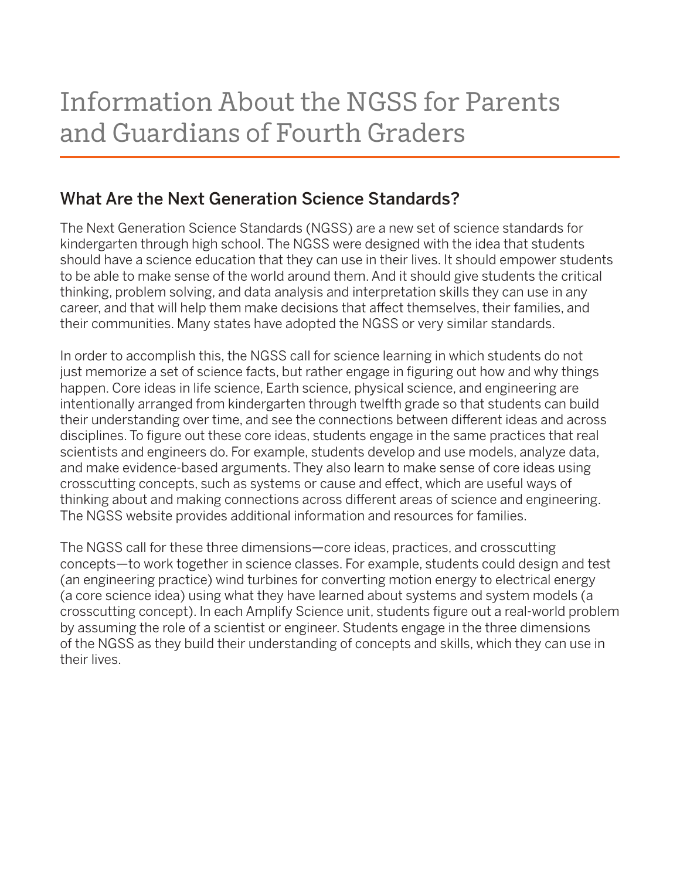# Information About the NGSS for Parents and Guardians of Fourth Graders

## What Are the Next Generation Science Standards?

The Next Generation Science Standards (NGSS) are a new set of science standards for kindergarten through high school. The NGSS were designed with the idea that students should have a science education that they can use in their lives. It should empower students to be able to make sense of the world around them. And it should give students the critical thinking, problem solving, and data analysis and interpretation skills they can use in any career, and that will help them make decisions that affect themselves, their families, and their communities. Many states have adopted the NGSS or very similar standards.

In order to accomplish this, the NGSS call for science learning in which students do not just memorize a set of science facts, but rather engage in figuring out how and why things happen. Core ideas in life science, Earth science, physical science, and engineering are intentionally arranged from kindergarten through twelfth grade so that students can build their understanding over time, and see the connections between different ideas and across disciplines. To figure out these core ideas, students engage in the same practices that real scientists and engineers do. For example, students develop and use models, analyze data, and make evidence-based arguments. They also learn to make sense of core ideas using crosscutting concepts, such as systems or cause and effect, which are useful ways of thinking about and making connections across different areas of science and engineering. The NGSS website provides additional information and resources for families.

The NGSS call for these three dimensions—core ideas, practices, and crosscutting concepts—to work together in science classes. For example, students could design and test (an engineering practice) wind turbines for converting motion energy to electrical energy (a core science idea) using what they have learned about systems and system models (a crosscutting concept). In each Amplify Science unit, students figure out a real-world problem by assuming the role of a scientist or engineer. Students engage in the three dimensions of the NGSS as they build their understanding of concepts and skills, which they can use in their lives.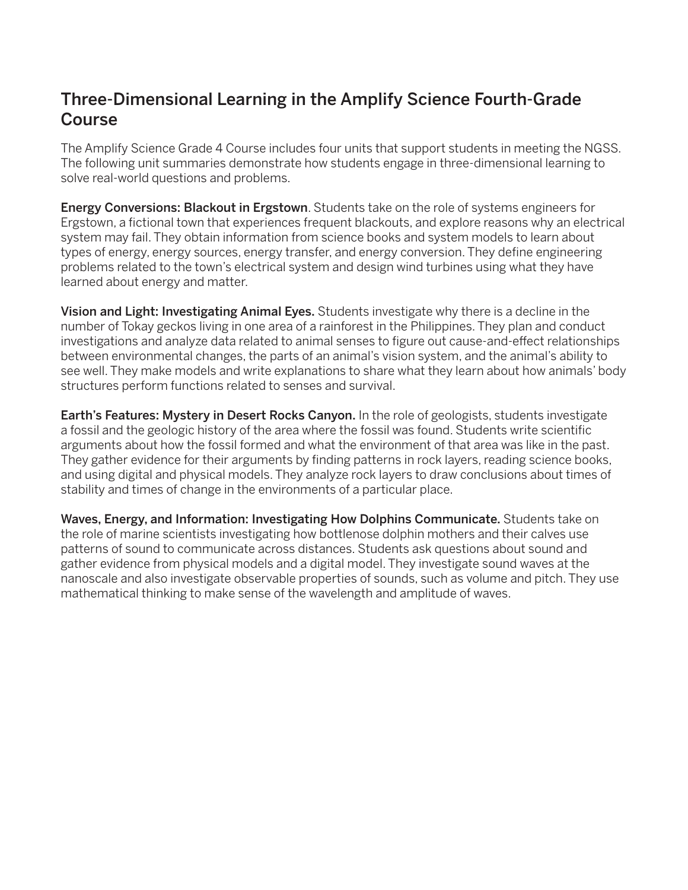## Three-Dimensional Learning in the Amplify Science Fourth-Grade Course

The Amplify Science Grade 4 Course includes four units that support students in meeting the NGSS. The following unit summaries demonstrate how students engage in three-dimensional learning to solve real-world questions and problems.

**Energy Conversions: Blackout in Ergstown**. Students take on the role of systems engineers for Ergstown, a fictional town that experiences frequent blackouts, and explore reasons why an electrical system may fail. They obtain information from science books and system models to learn about types of energy, energy sources, energy transfer, and energy conversion. They define engineering problems related to the town's electrical system and design wind turbines using what they have learned about energy and matter.

**Vision and Light: Investigating Animal Eyes.** Students investigate why there is a decline in the number of Tokay geckos living in one area of a rainforest in the Philippines. They plan and conduct investigations and analyze data related to animal senses to figure out cause-and-effect relationships between environmental changes, the parts of an animal's vision system, and the animal's ability to see well. They make models and write explanations to share what they learn about how animals' body structures perform functions related to senses and survival.

**Earth's Features: Mystery in Desert Rocks Canyon.** In the role of geologists, students investigate a fossil and the geologic history of the area where the fossil was found. Students write scientific arguments about how the fossil formed and what the environment of that area was like in the past. They gather evidence for their arguments by finding patterns in rock layers, reading science books, and using digital and physical models. They analyze rock layers to draw conclusions about times of stability and times of change in the environments of a particular place.

**Waves, Energy, and Information: Investigating How Dolphins Communicate.** Students take on the role of marine scientists investigating how bottlenose dolphin mothers and their calves use patterns of sound to communicate across distances. Students ask questions about sound and gather evidence from physical models and a digital model. They investigate sound waves at the nanoscale and also investigate observable properties of sounds, such as volume and pitch. They use mathematical thinking to make sense of the wavelength and amplitude of waves.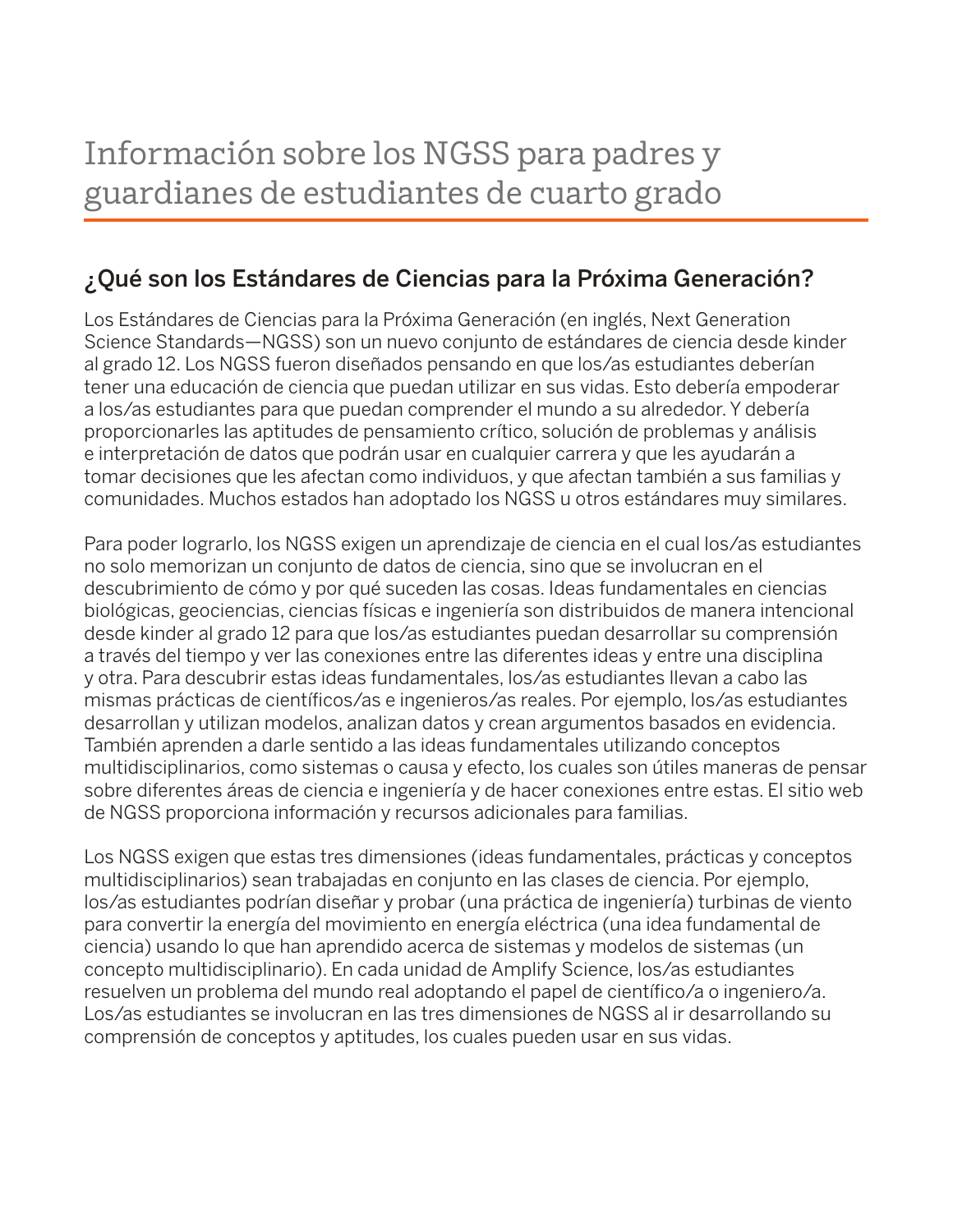# Información sobre los NGSS para padres y guardianes de estudiantes de cuarto grado

## ¿Qué son los Estándares de Ciencias para la Próxima Generación?

Los Estándares de Ciencias para la Próxima Generación (en inglés, Next Generation Science Standards—NGSS) son un nuevo conjunto de estándares de ciencia desde kinder al grado 12. Los NGSS fueron diseñados pensando en que los/as estudiantes deberían tener una educación de ciencia que puedan utilizar en sus vidas. Esto debería empoderar a los/as estudiantes para que puedan comprender el mundo a su alrededor. Y debería proporcionarles las aptitudes de pensamiento crítico, solución de problemas y análisis e interpretación de datos que podrán usar en cualquier carrera y que les ayudarán a tomar decisiones que les afectan como individuos, y que afectan también a sus familias y comunidades. Muchos estados han adoptado los NGSS u otros estándares muy similares.

Para poder lograrlo, los NGSS exigen un aprendizaje de ciencia en el cual los/as estudiantes no solo memorizan un conjunto de datos de ciencia, sino que se involucran en el descubrimiento de cómo y por qué suceden las cosas. Ideas fundamentales en ciencias biológicas, geociencias, ciencias físicas e ingeniería son distribuidos de manera intencional desde kinder al grado 12 para que los/as estudiantes puedan desarrollar su comprensión a través del tiempo y ver las conexiones entre las diferentes ideas y entre una disciplina y otra. Para descubrir estas ideas fundamentales, los/as estudiantes llevan a cabo las mismas prácticas de científicos/as e ingenieros/as reales. Por ejemplo, los/as estudiantes desarrollan y utilizan modelos, analizan datos y crean argumentos basados en evidencia. También aprenden a darle sentido a las ideas fundamentales utilizando conceptos multidisciplinarios, como sistemas o causa y efecto, los cuales son útiles maneras de pensar sobre diferentes áreas de ciencia e ingeniería y de hacer conexiones entre estas. El sitio web de NGSS proporciona información y recursos adicionales para familias.

Los NGSS exigen que estas tres dimensiones (ideas fundamentales, prácticas y conceptos multidisciplinarios) sean trabajadas en conjunto en las clases de ciencia. Por ejemplo, los/as estudiantes podrían diseñar y probar (una práctica de ingeniería) turbinas de viento para convertir la energía del movimiento en energía eléctrica (una idea fundamental de ciencia) usando lo que han aprendido acerca de sistemas y modelos de sistemas (un concepto multidisciplinario). En cada unidad de Amplify Science, los/as estudiantes resuelven un problema del mundo real adoptando el papel de científico/a o ingeniero/a. Los/as estudiantes se involucran en las tres dimensiones de NGSS al ir desarrollando su comprensión de conceptos y aptitudes, los cuales pueden usar en sus vidas.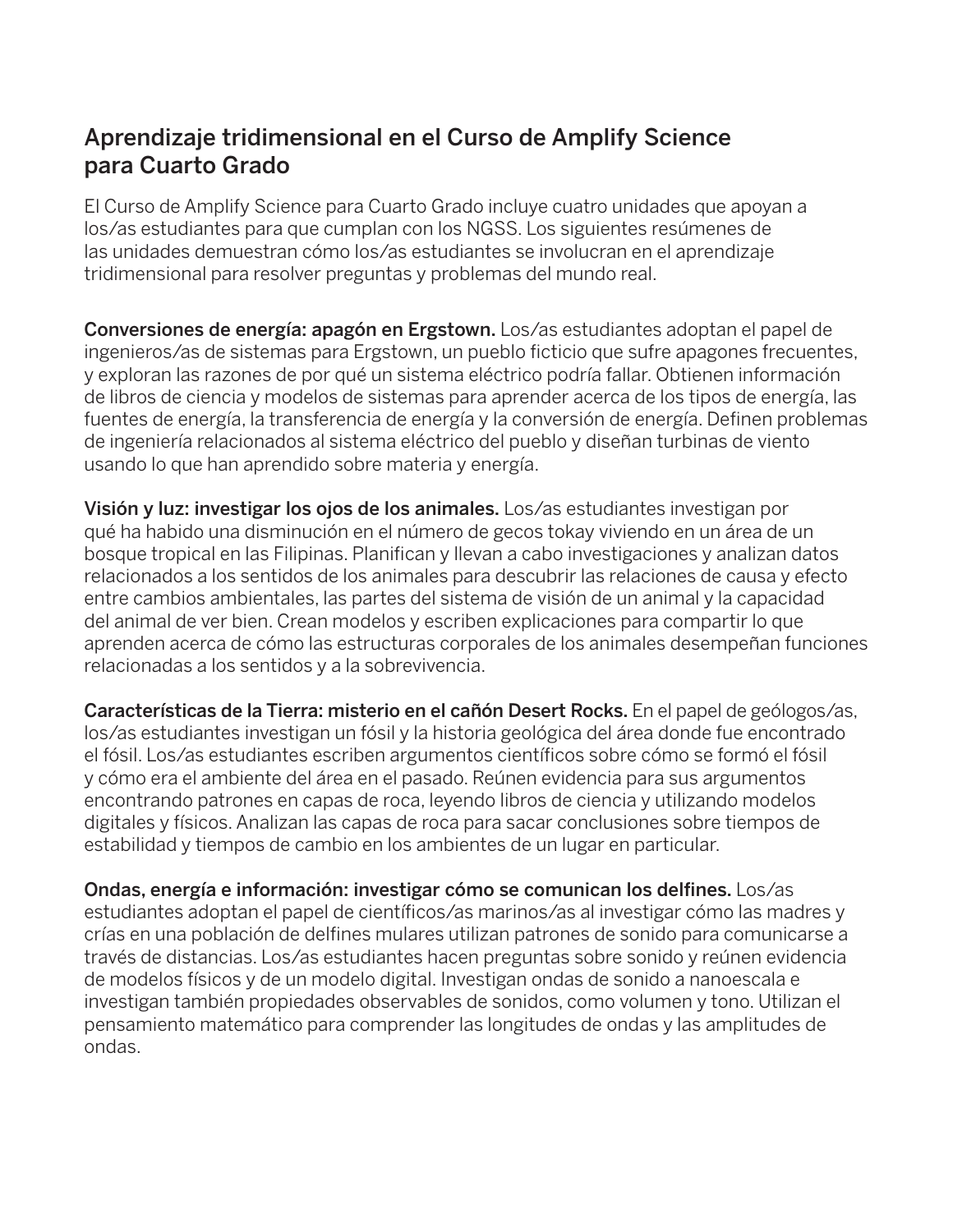## Aprendizaje tridimensional en el Curso de Amplify Science para Cuarto Grado

El Curso de Amplify Science para Cuarto Grado incluye cuatro unidades que apoyan a los/as estudiantes para que cumplan con los NGSS. Los siguientes resúmenes de las unidades demuestran cómo los/as estudiantes se involucran en el aprendizaje tridimensional para resolver preguntas y problemas del mundo real.

**Conversiones de energía: apagón en Ergstown.** Los/as estudiantes adoptan el papel de ingenieros/as de sistemas para Ergstown, un pueblo ficticio que sufre apagones frecuentes, y exploran las razones de por qué un sistema eléctrico podría fallar. Obtienen información de libros de ciencia y modelos de sistemas para aprender acerca de los tipos de energía, las fuentes de energía, la transferencia de energía y la conversión de energía. Definen problemas de ingeniería relacionados al sistema eléctrico del pueblo y diseñan turbinas de viento usando lo que han aprendido sobre materia y energía.

**Visión y luz: investigar los ojos de los animales.** Los/as estudiantes investigan por qué ha habido una disminución en el número de gecos tokay viviendo en un área de un bosque tropical en las Filipinas. Planifican y llevan a cabo investigaciones y analizan datos relacionados a los sentidos de los animales para descubrir las relaciones de causa y efecto entre cambios ambientales, las partes del sistema de visión de un animal y la capacidad del animal de ver bien. Crean modelos y escriben explicaciones para compartir lo que aprenden acerca de cómo las estructuras corporales de los animales desempeñan funciones relacionadas a los sentidos y a la sobrevivencia.

**Características de la Tierra: misterio en el cañón Desert Rocks.** En el papel de geólogos/as, los/as estudiantes investigan un fósil y la historia geológica del área donde fue encontrado el fósil. Los/as estudiantes escriben argumentos científicos sobre cómo se formó el fósil y cómo era el ambiente del área en el pasado. Reúnen evidencia para sus argumentos encontrando patrones en capas de roca, leyendo libros de ciencia y utilizando modelos digitales y físicos. Analizan las capas de roca para sacar conclusiones sobre tiempos de estabilidad y tiempos de cambio en los ambientes de un lugar en particular.

**Ondas, energía e información: investigar cómo se comunican los delfines.** Los/as estudiantes adoptan el papel de científicos/as marinos/as al investigar cómo las madres y crías en una población de delfines mulares utilizan patrones de sonido para comunicarse a través de distancias. Los/as estudiantes hacen preguntas sobre sonido y reúnen evidencia de modelos físicos y de un modelo digital. Investigan ondas de sonido a nanoescala e investigan también propiedades observables de sonidos, como volumen y tono. Utilizan el pensamiento matemático para comprender las longitudes de ondas y las amplitudes de ondas.